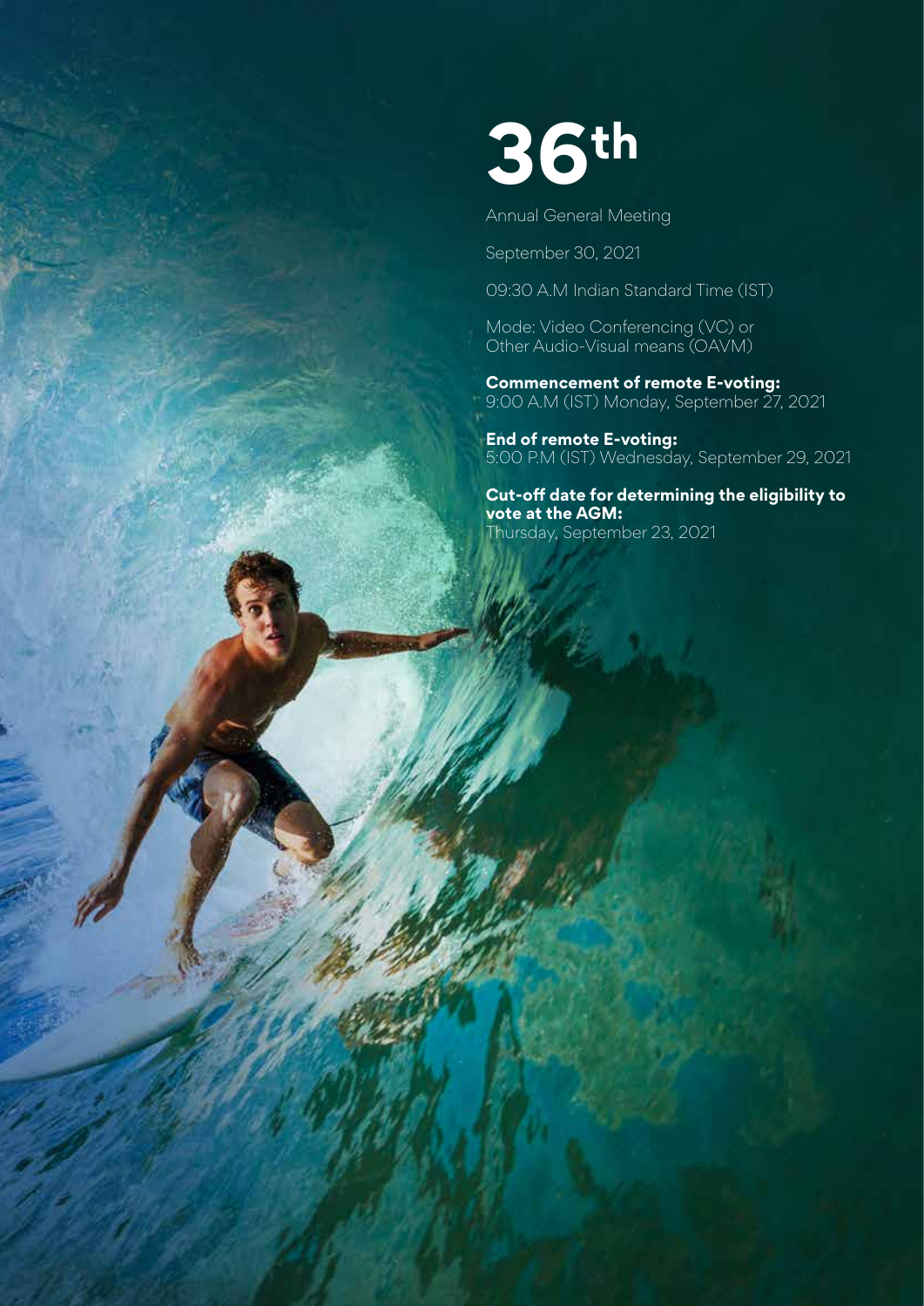# 36th

Annual General Meeting

September 30, 2021

09:30 A.M Indian Standard Time (IST)

Mode: Video Conferencing (VC) or Other Audio-Visual means (OAVM)

**Commencement of remote E-voting:**
9:00 A.M (IST) Monday, September 27, 2021

**End of remote E-voting:**
5:00 P.M (IST) Wednesday, September 29, 2021

**Cut-off date for determining the eligibility to vote at the AGM:**
Thursday, September 23, 2021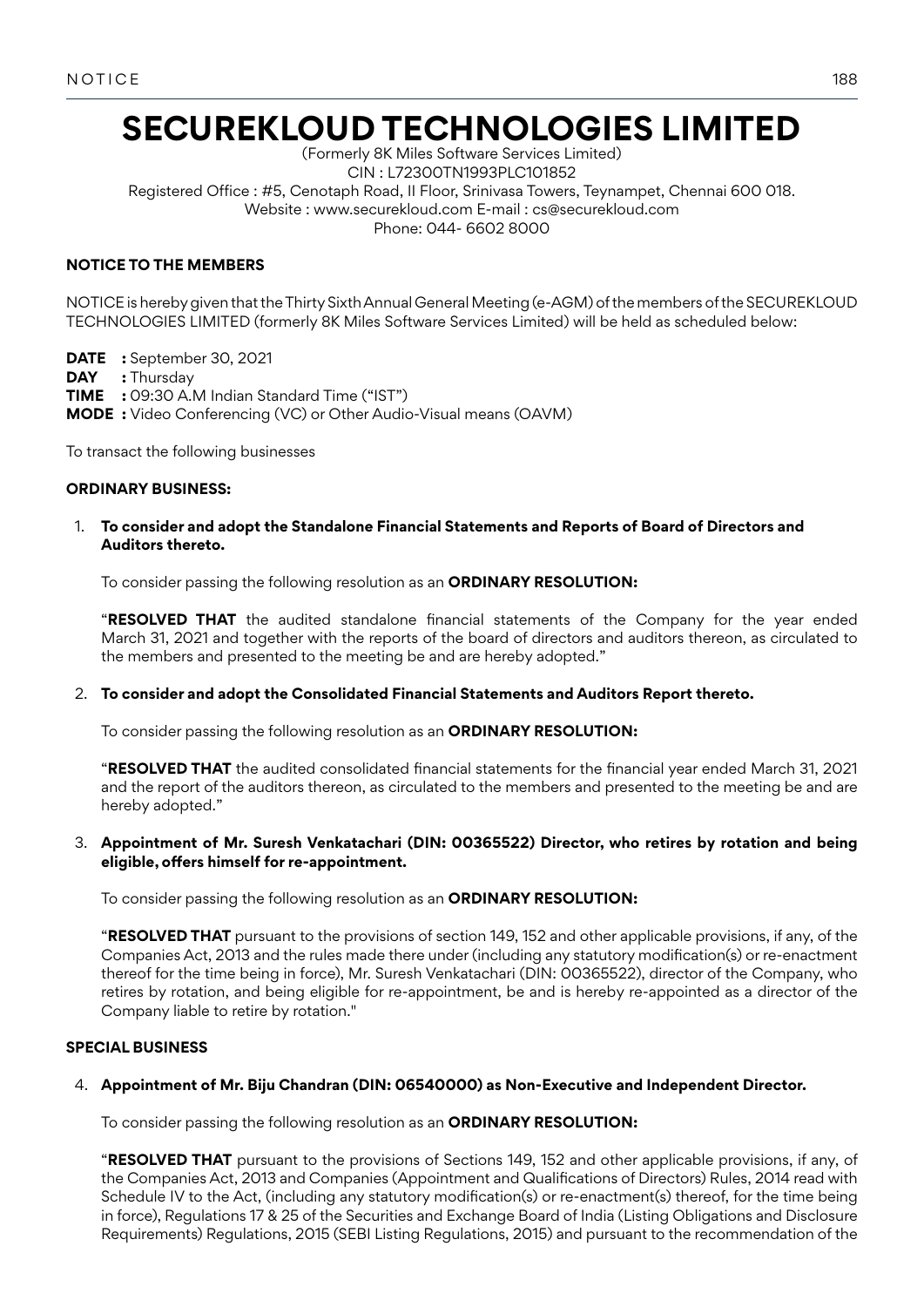# SECUREKLOUD TECHNOLOGIES LIMITED

(Formerly 8K Miles Software Services Limited)
CIN : L72300TN1993PLC101852
Registered Office : #5, Cenotaph Road, II Floor, Srinivasa Towers, Teynampet, Chennai 600 018.
Website : www.securekloud.com E-mail : cs@securekloud.com
Phone: 044- 6602 8000

**NOTICE TO THE MEMBERS**

NOTICE is hereby given that the Thirty Sixth Annual General Meeting (e-AGM) of the members of the SECUREKLOUD TECHNOLOGIES LIMITED (formerly 8K Miles Software Services Limited) will be held as scheduled below:

**DATE :** September 30, 2021
**DAY :** Thursday
**TIME :** 09:30 A.M Indian Standard Time ("IST")
**MODE :** Video Conferencing (VC) or Other Audio-Visual means (OAVM)

To transact the following businesses

**ORDINARY BUSINESS:**

1. **To consider and adopt the Standalone Financial Statements and Reports of Board of Directors and Auditors thereto.**

   To consider passing the following resolution as an **ORDINARY RESOLUTION:**

   "**RESOLVED THAT** the audited standalone financial statements of the Company for the year ended March 31, 2021 and together with the reports of the board of directors and auditors thereon, as circulated to the members and presented to the meeting be and are hereby adopted."

2. **To consider and adopt the Consolidated Financial Statements and Auditors Report thereto.**

   To consider passing the following resolution as an **ORDINARY RESOLUTION:**

   "**RESOLVED THAT** the audited consolidated financial statements for the financial year ended March 31, 2021 and the report of the auditors thereon, as circulated to the members and presented to the meeting be and are hereby adopted."

3. **Appointment of Mr. Suresh Venkatachari (DIN: 00365522) Director, who retires by rotation and being eligible, offers himself for re-appointment.**

   To consider passing the following resolution as an **ORDINARY RESOLUTION:**

   "**RESOLVED THAT** pursuant to the provisions of section 149, 152 and other applicable provisions, if any, of the Companies Act, 2013 and the rules made there under (including any statutory modification(s) or re-enactment thereof for the time being in force), Mr. Suresh Venkatachari (DIN: 00365522), director of the Company, who retires by rotation, and being eligible for re-appointment, be and is hereby re-appointed as a director of the Company liable to retire by rotation."

**SPECIAL BUSINESS**

4. **Appointment of Mr. Biju Chandran (DIN: 06540000) as Non-Executive and Independent Director.**

   To consider passing the following resolution as an **ORDINARY RESOLUTION:**

   "**RESOLVED THAT** pursuant to the provisions of Sections 149, 152 and other applicable provisions, if any, of the Companies Act, 2013 and Companies (Appointment and Qualifications of Directors) Rules, 2014 read with Schedule IV to the Act, (including any statutory modification(s) or re-enactment(s) thereof, for the time being in force), Regulations 17 & 25 of the Securities and Exchange Board of India (Listing Obligations and Disclosure Requirements) Regulations, 2015 (SEBI Listing Regulations, 2015) and pursuant to the recommendation of the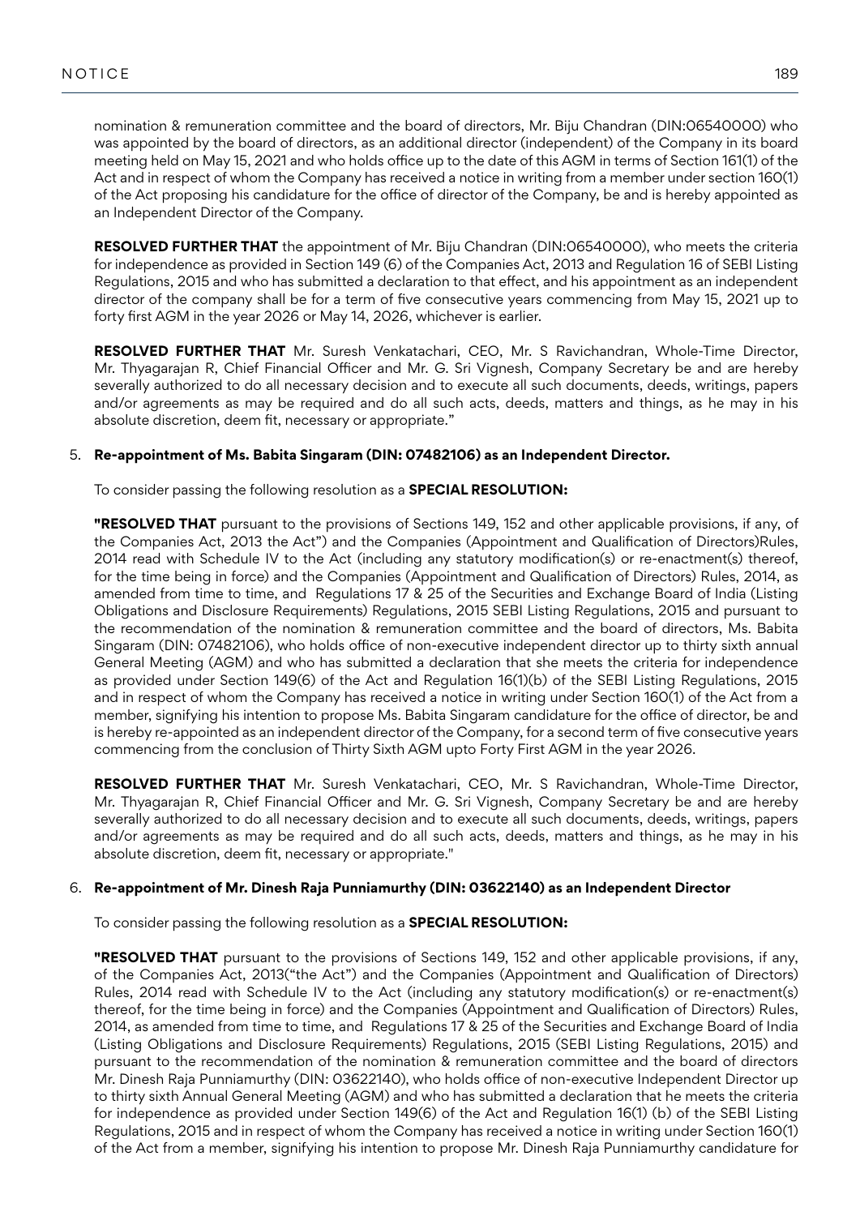nomination & remuneration committee and the board of directors, Mr. Biju Chandran (DIN:06540000) who was appointed by the board of directors, as an additional director (independent) of the Company in its board meeting held on May 15, 2021 and who holds office up to the date of this AGM in terms of Section 161(1) of the Act and in respect of whom the Company has received a notice in writing from a member under section 160(1) of the Act proposing his candidature for the office of director of the Company, be and is hereby appointed as an Independent Director of the Company.

**RESOLVED FURTHER THAT** the appointment of Mr. Biju Chandran (DIN:06540000), who meets the criteria for independence as provided in Section 149 (6) of the Companies Act, 2013 and Regulation 16 of SEBI Listing Regulations, 2015 and who has submitted a declaration to that effect, and his appointment as an independent director of the company shall be for a term of five consecutive years commencing from May 15, 2021 up to forty first AGM in the year 2026 or May 14, 2026, whichever is earlier.

**RESOLVED FURTHER THAT** Mr. Suresh Venkatachari, CEO, Mr. S Ravichandran, Whole-Time Director, Mr. Thyagarajan R, Chief Financial Officer and Mr. G. Sri Vignesh, Company Secretary be and are hereby severally authorized to do all necessary decision and to execute all such documents, deeds, writings, papers and/or agreements as may be required and do all such acts, deeds, matters and things, as he may in his absolute discretion, deem fit, necessary or appropriate."

5. **Re-appointment of Ms. Babita Singaram (DIN: 07482106) as an Independent Director.**

   To consider passing the following resolution as a **SPECIAL RESOLUTION:**

   **"RESOLVED THAT** pursuant to the provisions of Sections 149, 152 and other applicable provisions, if any, of the Companies Act, 2013 the Act") and the Companies (Appointment and Qualification of Directors)Rules, 2014 read with Schedule IV to the Act (including any statutory modification(s) or re-enactment(s) thereof, for the time being in force) and the Companies (Appointment and Qualification of Directors) Rules, 2014, as amended from time to time, and Regulations 17 & 25 of the Securities and Exchange Board of India (Listing Obligations and Disclosure Requirements) Regulations, 2015 SEBI Listing Regulations, 2015 and pursuant to the recommendation of the nomination & remuneration committee and the board of directors, Ms. Babita Singaram (DIN: 07482106), who holds office of non-executive independent director up to thirty sixth annual General Meeting (AGM) and who has submitted a declaration that she meets the criteria for independence as provided under Section 149(6) of the Act and Regulation 16(1)(b) of the SEBI Listing Regulations, 2015 and in respect of whom the Company has received a notice in writing under Section 160(1) of the Act from a member, signifying his intention to propose Ms. Babita Singaram candidature for the office of director, be and is hereby re-appointed as an independent director of the Company, for a second term of five consecutive years commencing from the conclusion of Thirty Sixth AGM upto Forty First AGM in the year 2026.

   **RESOLVED FURTHER THAT** Mr. Suresh Venkatachari, CEO, Mr. S Ravichandran, Whole-Time Director, Mr. Thyagarajan R, Chief Financial Officer and Mr. G. Sri Vignesh, Company Secretary be and are hereby severally authorized to do all necessary decision and to execute all such documents, deeds, writings, papers and/or agreements as may be required and do all such acts, deeds, matters and things, as he may in his absolute discretion, deem fit, necessary or appropriate."

6. **Re-appointment of Mr. Dinesh Raja Punniamurthy (DIN: 03622140) as an Independent Director**

   To consider passing the following resolution as a **SPECIAL RESOLUTION:**

   **"RESOLVED THAT** pursuant to the provisions of Sections 149, 152 and other applicable provisions, if any, of the Companies Act, 2013("the Act") and the Companies (Appointment and Qualification of Directors) Rules, 2014 read with Schedule IV to the Act (including any statutory modification(s) or re-enactment(s) thereof, for the time being in force) and the Companies (Appointment and Qualification of Directors) Rules, 2014, as amended from time to time, and Regulations 17 & 25 of the Securities and Exchange Board of India (Listing Obligations and Disclosure Requirements) Regulations, 2015 (SEBI Listing Regulations, 2015) and pursuant to the recommendation of the nomination & remuneration committee and the board of directors Mr. Dinesh Raja Punniamurthy (DIN: 03622140), who holds office of non-executive Independent Director up to thirty sixth Annual General Meeting (AGM) and who has submitted a declaration that he meets the criteria for independence as provided under Section 149(6) of the Act and Regulation 16(1) (b) of the SEBI Listing Regulations, 2015 and in respect of whom the Company has received a notice in writing under Section 160(1) of the Act from a member, signifying his intention to propose Mr. Dinesh Raja Punniamurthy candidature for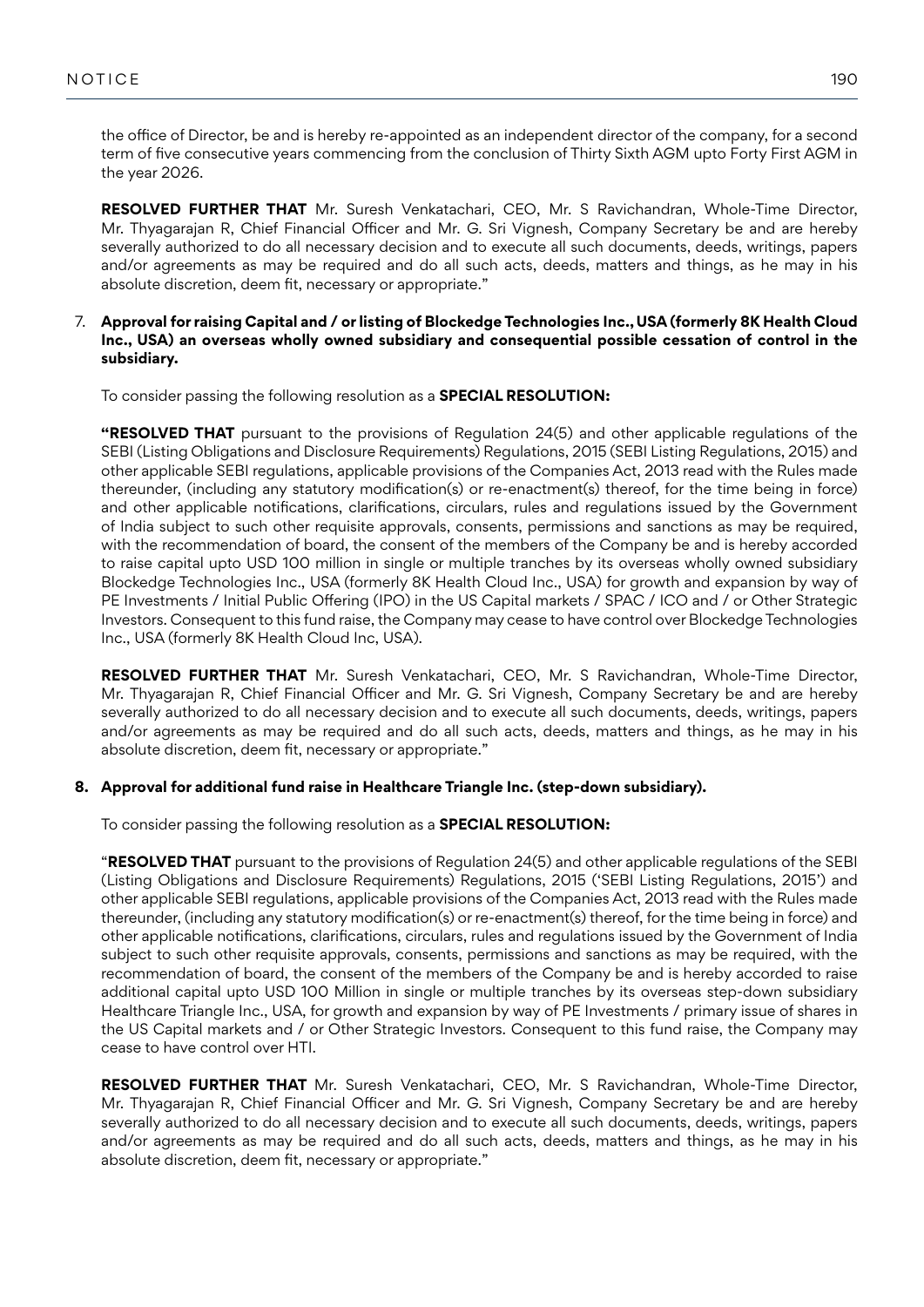the office of Director, be and is hereby re-appointed as an independent director of the company, for a second term of five consecutive years commencing from the conclusion of Thirty Sixth AGM upto Forty First AGM in the year 2026.

**RESOLVED FURTHER THAT** Mr. Suresh Venkatachari, CEO, Mr. S Ravichandran, Whole-Time Director, Mr. Thyagarajan R, Chief Financial Officer and Mr. G. Sri Vignesh, Company Secretary be and are hereby severally authorized to do all necessary decision and to execute all such documents, deeds, writings, papers and/or agreements as may be required and do all such acts, deeds, matters and things, as he may in his absolute discretion, deem fit, necessary or appropriate."

7. **Approval for raising Capital and / or listing of Blockedge Technologies Inc., USA (formerly 8K Health Cloud Inc., USA) an overseas wholly owned subsidiary and consequential possible cessation of control in the subsidiary.**

   To consider passing the following resolution as a **SPECIAL RESOLUTION:**

   **"RESOLVED THAT** pursuant to the provisions of Regulation 24(5) and other applicable regulations of the SEBI (Listing Obligations and Disclosure Requirements) Regulations, 2015 (SEBI Listing Regulations, 2015) and other applicable SEBI regulations, applicable provisions of the Companies Act, 2013 read with the Rules made thereunder, (including any statutory modification(s) or re-enactment(s) thereof, for the time being in force) and other applicable notifications, clarifications, circulars, rules and regulations issued by the Government of India subject to such other requisite approvals, consents, permissions and sanctions as may be required, with the recommendation of board, the consent of the members of the Company be and is hereby accorded to raise capital upto USD 100 million in single or multiple tranches by its overseas wholly owned subsidiary Blockedge Technologies Inc., USA (formerly 8K Health Cloud Inc., USA) for growth and expansion by way of PE Investments / Initial Public Offering (IPO) in the US Capital markets / SPAC / ICO and / or Other Strategic Investors. Consequent to this fund raise, the Company may cease to have control over Blockedge Technologies Inc., USA (formerly 8K Health Cloud Inc, USA).

   **RESOLVED FURTHER THAT** Mr. Suresh Venkatachari, CEO, Mr. S Ravichandran, Whole-Time Director, Mr. Thyagarajan R, Chief Financial Officer and Mr. G. Sri Vignesh, Company Secretary be and are hereby severally authorized to do all necessary decision and to execute all such documents, deeds, writings, papers and/or agreements as may be required and do all such acts, deeds, matters and things, as he may in his absolute discretion, deem fit, necessary or appropriate."

8. **Approval for additional fund raise in Healthcare Triangle Inc. (step-down subsidiary).**

   To consider passing the following resolution as a **SPECIAL RESOLUTION:**

   "**RESOLVED THAT** pursuant to the provisions of Regulation 24(5) and other applicable regulations of the SEBI (Listing Obligations and Disclosure Requirements) Regulations, 2015 ('SEBI Listing Regulations, 2015') and other applicable SEBI regulations, applicable provisions of the Companies Act, 2013 read with the Rules made thereunder, (including any statutory modification(s) or re-enactment(s) thereof, for the time being in force) and other applicable notifications, clarifications, circulars, rules and regulations issued by the Government of India subject to such other requisite approvals, consents, permissions and sanctions as may be required, with the recommendation of board, the consent of the members of the Company be and is hereby accorded to raise additional capital upto USD 100 Million in single or multiple tranches by its overseas step-down subsidiary Healthcare Triangle Inc., USA, for growth and expansion by way of PE Investments / primary issue of shares in the US Capital markets and / or Other Strategic Investors. Consequent to this fund raise, the Company may cease to have control over HTI.

   **RESOLVED FURTHER THAT** Mr. Suresh Venkatachari, CEO, Mr. S Ravichandran, Whole-Time Director, Mr. Thyagarajan R, Chief Financial Officer and Mr. G. Sri Vignesh, Company Secretary be and are hereby severally authorized to do all necessary decision and to execute all such documents, deeds, writings, papers and/or agreements as may be required and do all such acts, deeds, matters and things, as he may in his absolute discretion, deem fit, necessary or appropriate."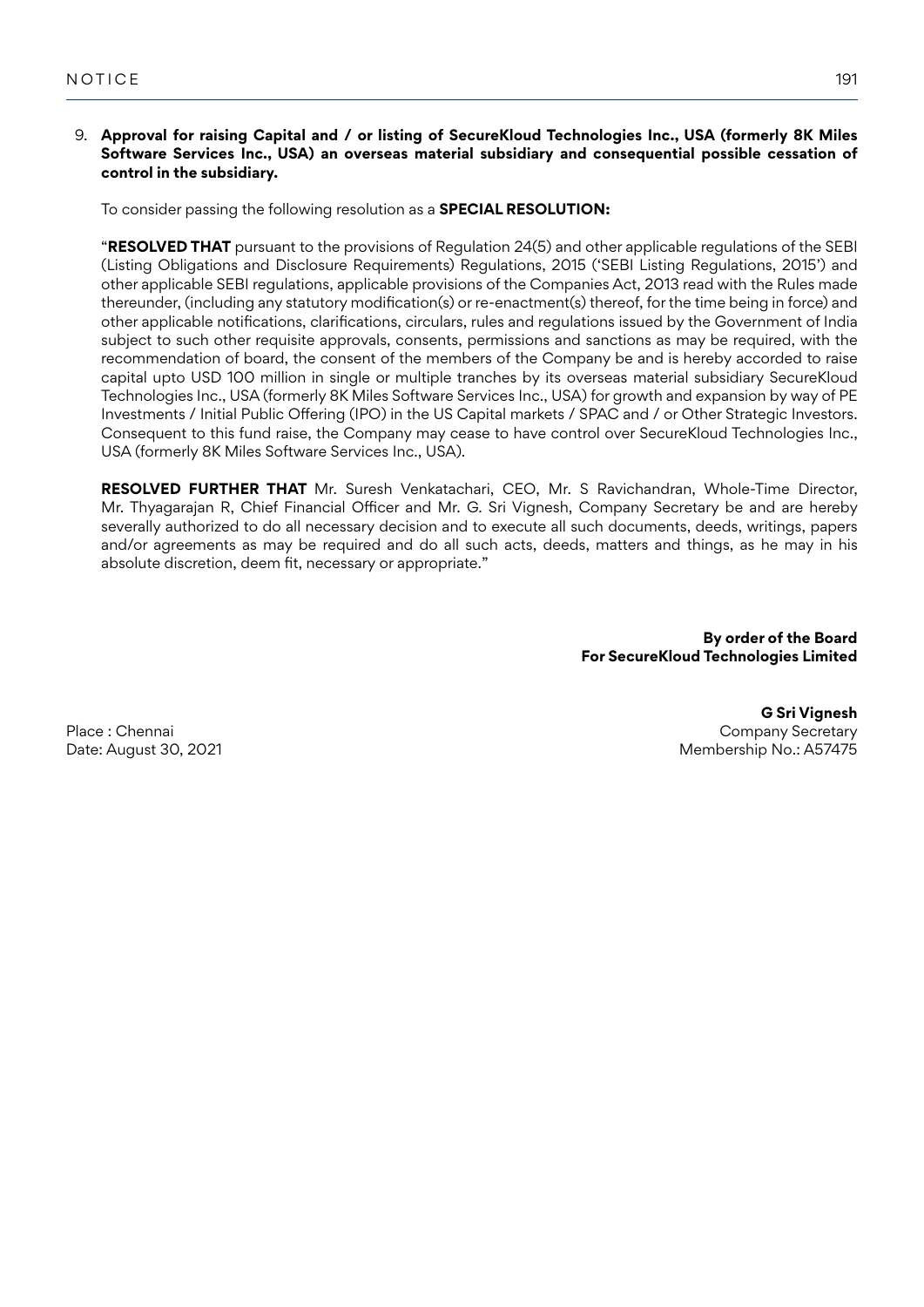9. **Approval for raising Capital and / or listing of SecureKloud Technologies Inc., USA (formerly 8K Miles Software Services Inc., USA) an overseas material subsidiary and consequential possible cessation of control in the subsidiary.**

   To consider passing the following resolution as a **SPECIAL RESOLUTION:**

   "**RESOLVED THAT** pursuant to the provisions of Regulation 24(5) and other applicable regulations of the SEBI (Listing Obligations and Disclosure Requirements) Regulations, 2015 ('SEBI Listing Regulations, 2015') and other applicable SEBI regulations, applicable provisions of the Companies Act, 2013 read with the Rules made thereunder, (including any statutory modification(s) or re-enactment(s) thereof, for the time being in force) and other applicable notifications, clarifications, circulars, rules and regulations issued by the Government of India subject to such other requisite approvals, consents, permissions and sanctions as may be required, with the recommendation of board, the consent of the members of the Company be and is hereby accorded to raise capital upto USD 100 million in single or multiple tranches by its overseas material subsidiary SecureKloud Technologies Inc., USA (formerly 8K Miles Software Services Inc., USA) for growth and expansion by way of PE Investments / Initial Public Offering (IPO) in the US Capital markets / SPAC and / or Other Strategic Investors. Consequent to this fund raise, the Company may cease to have control over SecureKloud Technologies Inc., USA (formerly 8K Miles Software Services Inc., USA).

   **RESOLVED FURTHER THAT** Mr. Suresh Venkatachari, CEO, Mr. S Ravichandran, Whole-Time Director, Mr. Thyagarajan R, Chief Financial Officer and Mr. G. Sri Vignesh, Company Secretary be and are hereby severally authorized to do all necessary decision and to execute all such documents, deeds, writings, papers and/or agreements as may be required and do all such acts, deeds, matters and things, as he may in his absolute discretion, deem fit, necessary or appropriate."

**By order of the Board**
**For SecureKloud Technologies Limited**

**G Sri Vignesh**
Company Secretary
Membership No.: A57475

Place : Chennai
Date: August 30, 2021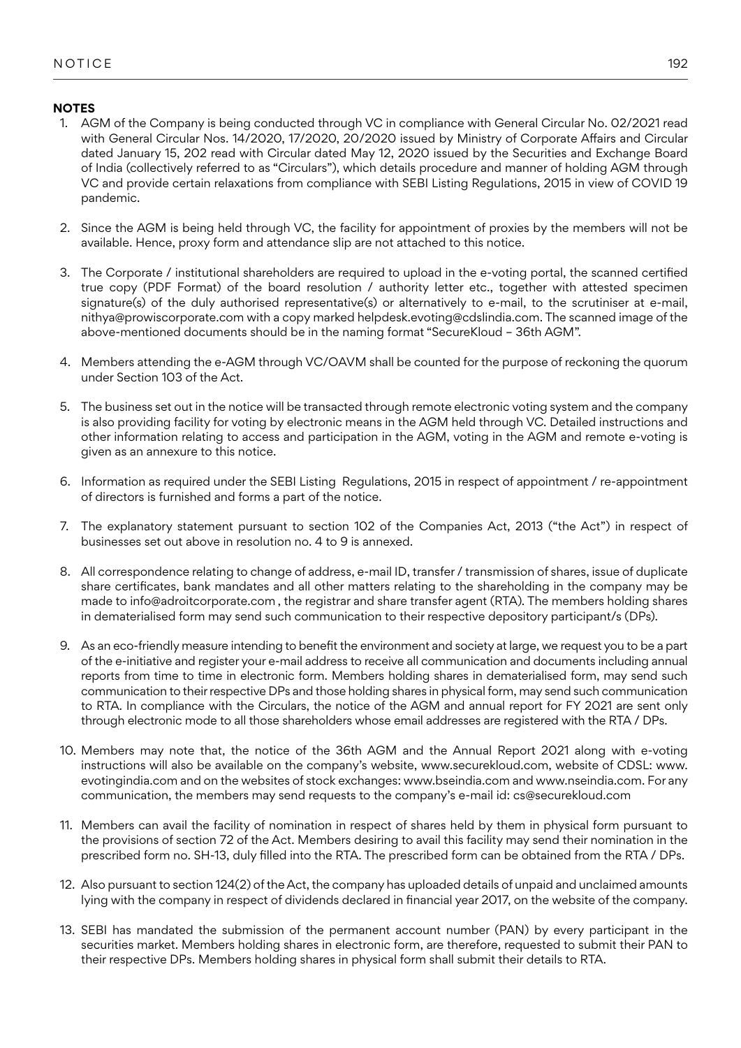**NOTES**

1. AGM of the Company is being conducted through VC in compliance with General Circular No. 02/2021 read with General Circular Nos. 14/2020, 17/2020, 20/2020 issued by Ministry of Corporate Affairs and Circular dated January 15, 202 read with Circular dated May 12, 2020 issued by the Securities and Exchange Board of India (collectively referred to as "Circulars"), which details procedure and manner of holding AGM through VC and provide certain relaxations from compliance with SEBI Listing Regulations, 2015 in view of COVID 19 pandemic.

2. Since the AGM is being held through VC, the facility for appointment of proxies by the members will not be available. Hence, proxy form and attendance slip are not attached to this notice.

3. The Corporate / institutional shareholders are required to upload in the e-voting portal, the scanned certified true copy (PDF Format) of the board resolution / authority letter etc., together with attested specimen signature(s) of the duly authorised representative(s) or alternatively to e-mail, to the scrutiniser at e-mail, nithya@prowiscorporate.com with a copy marked helpdesk.evoting@cdslindia.com. The scanned image of the above-mentioned documents should be in the naming format "SecureKloud – 36th AGM".

4. Members attending the e-AGM through VC/OAVM shall be counted for the purpose of reckoning the quorum under Section 103 of the Act.

5. The business set out in the notice will be transacted through remote electronic voting system and the company is also providing facility for voting by electronic means in the AGM held through VC. Detailed instructions and other information relating to access and participation in the AGM, voting in the AGM and remote e-voting is given as an annexure to this notice.

6. Information as required under the SEBI Listing Regulations, 2015 in respect of appointment / re-appointment of directors is furnished and forms a part of the notice.

7. The explanatory statement pursuant to section 102 of the Companies Act, 2013 ("the Act") in respect of businesses set out above in resolution no. 4 to 9 is annexed.

8. All correspondence relating to change of address, e-mail ID, transfer / transmission of shares, issue of duplicate share certificates, bank mandates and all other matters relating to the shareholding in the company may be made to info@adroitcorporate.com , the registrar and share transfer agent (RTA). The members holding shares in dematerialised form may send such communication to their respective depository participant/s (DPs).

9. As an eco-friendly measure intending to benefit the environment and society at large, we request you to be a part of the e-initiative and register your e-mail address to receive all communication and documents including annual reports from time to time in electronic form. Members holding shares in dematerialised form, may send such communication to their respective DPs and those holding shares in physical form, may send such communication to RTA. In compliance with the Circulars, the notice of the AGM and annual report for FY 2021 are sent only through electronic mode to all those shareholders whose email addresses are registered with the RTA / DPs.

10. Members may note that, the notice of the 36th AGM and the Annual Report 2021 along with e-voting instructions will also be available on the company's website, www.securekloud.com, website of CDSL: www.evotingindia.com and on the websites of stock exchanges: www.bseindia.com and www.nseindia.com. For any communication, the members may send requests to the company's e-mail id: cs@securekloud.com

11. Members can avail the facility of nomination in respect of shares held by them in physical form pursuant to the provisions of section 72 of the Act. Members desiring to avail this facility may send their nomination in the prescribed form no. SH-13, duly filled into the RTA. The prescribed form can be obtained from the RTA / DPs.

12. Also pursuant to section 124(2) of the Act, the company has uploaded details of unpaid and unclaimed amounts lying with the company in respect of dividends declared in financial year 2017, on the website of the company.

13. SEBI has mandated the submission of the permanent account number (PAN) by every participant in the securities market. Members holding shares in electronic form, are therefore, requested to submit their PAN to their respective DPs. Members holding shares in physical form shall submit their details to RTA.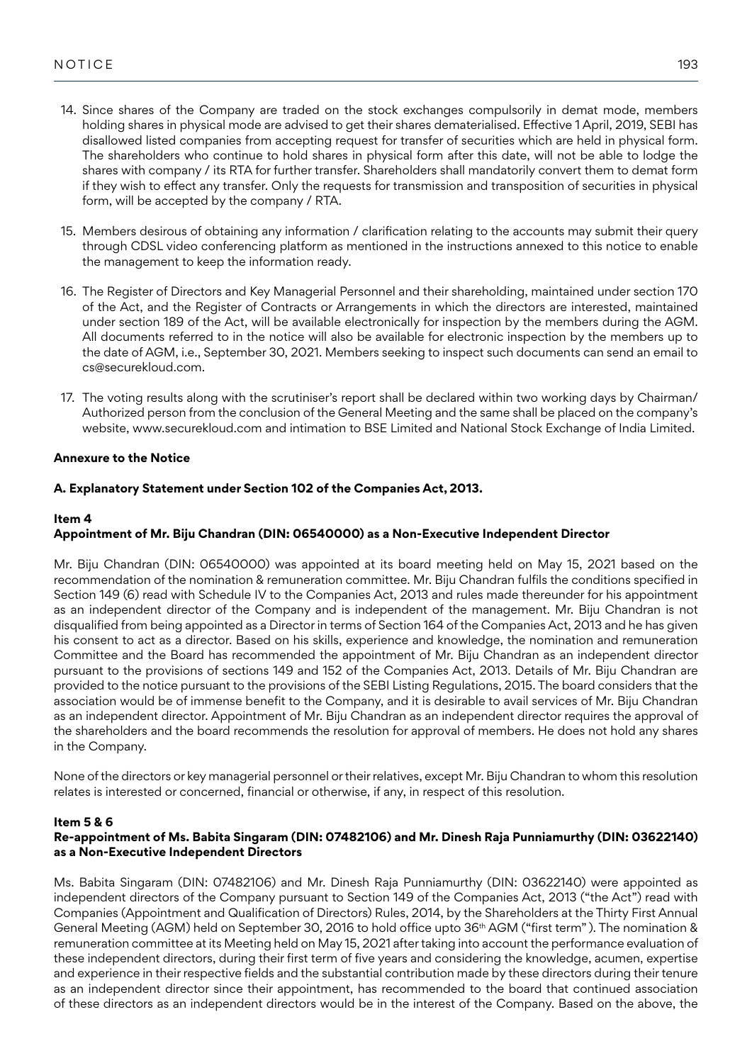14. Since shares of the Company are traded on the stock exchanges compulsorily in demat mode, members holding shares in physical mode are advised to get their shares dematerialised. Effective 1 April, 2019, SEBI has disallowed listed companies from accepting request for transfer of securities which are held in physical form. The shareholders who continue to hold shares in physical form after this date, will not be able to lodge the shares with company / its RTA for further transfer. Shareholders shall mandatorily convert them to demat form if they wish to effect any transfer. Only the requests for transmission and transposition of securities in physical form, will be accepted by the company / RTA.

15. Members desirous of obtaining any information / clarification relating to the accounts may submit their query through CDSL video conferencing platform as mentioned in the instructions annexed to this notice to enable the management to keep the information ready.

16. The Register of Directors and Key Managerial Personnel and their shareholding, maintained under section 170 of the Act, and the Register of Contracts or Arrangements in which the directors are interested, maintained under section 189 of the Act, will be available electronically for inspection by the members during the AGM. All documents referred to in the notice will also be available for electronic inspection by the members up to the date of AGM, i.e., September 30, 2021. Members seeking to inspect such documents can send an email to cs@securekloud.com.

17. The voting results along with the scrutiniser's report shall be declared within two working days by Chairman/ Authorized person from the conclusion of the General Meeting and the same shall be placed on the company's website, www.securekloud.com and intimation to BSE Limited and National Stock Exchange of India Limited.

**Annexure to the Notice**

**A. Explanatory Statement under Section 102 of the Companies Act, 2013.**

**Item 4**
**Appointment of Mr. Biju Chandran (DIN: 06540000) as a Non-Executive Independent Director**

Mr. Biju Chandran (DIN: 06540000) was appointed at its board meeting held on May 15, 2021 based on the recommendation of the nomination & remuneration committee. Mr. Biju Chandran fulfils the conditions specified in Section 149 (6) read with Schedule IV to the Companies Act, 2013 and rules made thereunder for his appointment as an independent director of the Company and is independent of the management. Mr. Biju Chandran is not disqualified from being appointed as a Director in terms of Section 164 of the Companies Act, 2013 and he has given his consent to act as a director. Based on his skills, experience and knowledge, the nomination and remuneration Committee and the Board has recommended the appointment of Mr. Biju Chandran as an independent director pursuant to the provisions of sections 149 and 152 of the Companies Act, 2013. Details of Mr. Biju Chandran are provided to the notice pursuant to the provisions of the SEBI Listing Regulations, 2015. The board considers that the association would be of immense benefit to the Company, and it is desirable to avail services of Mr. Biju Chandran as an independent director. Appointment of Mr. Biju Chandran as an independent director requires the approval of the shareholders and the board recommends the resolution for approval of members. He does not hold any shares in the Company.

None of the directors or key managerial personnel or their relatives, except Mr. Biju Chandran to whom this resolution relates is interested or concerned, financial or otherwise, if any, in respect of this resolution.

**Item 5 & 6**
**Re-appointment of Ms. Babita Singaram (DIN: 07482106) and Mr. Dinesh Raja Punniamurthy (DIN: 03622140) as a Non-Executive Independent Directors**

Ms. Babita Singaram (DIN: 07482106) and Mr. Dinesh Raja Punniamurthy (DIN: 03622140) were appointed as independent directors of the Company pursuant to Section 149 of the Companies Act, 2013 ("the Act") read with Companies (Appointment and Qualification of Directors) Rules, 2014, by the Shareholders at the Thirty First Annual General Meeting (AGM) held on September 30, 2016 to hold office upto 36th AGM ("first term" ). The nomination & remuneration committee at its Meeting held on May 15, 2021 after taking into account the performance evaluation of these independent directors, during their first term of five years and considering the knowledge, acumen, expertise and experience in their respective fields and the substantial contribution made by these directors during their tenure as an independent director since their appointment, has recommended to the board that continued association of these directors as an independent directors would be in the interest of the Company. Based on the above, the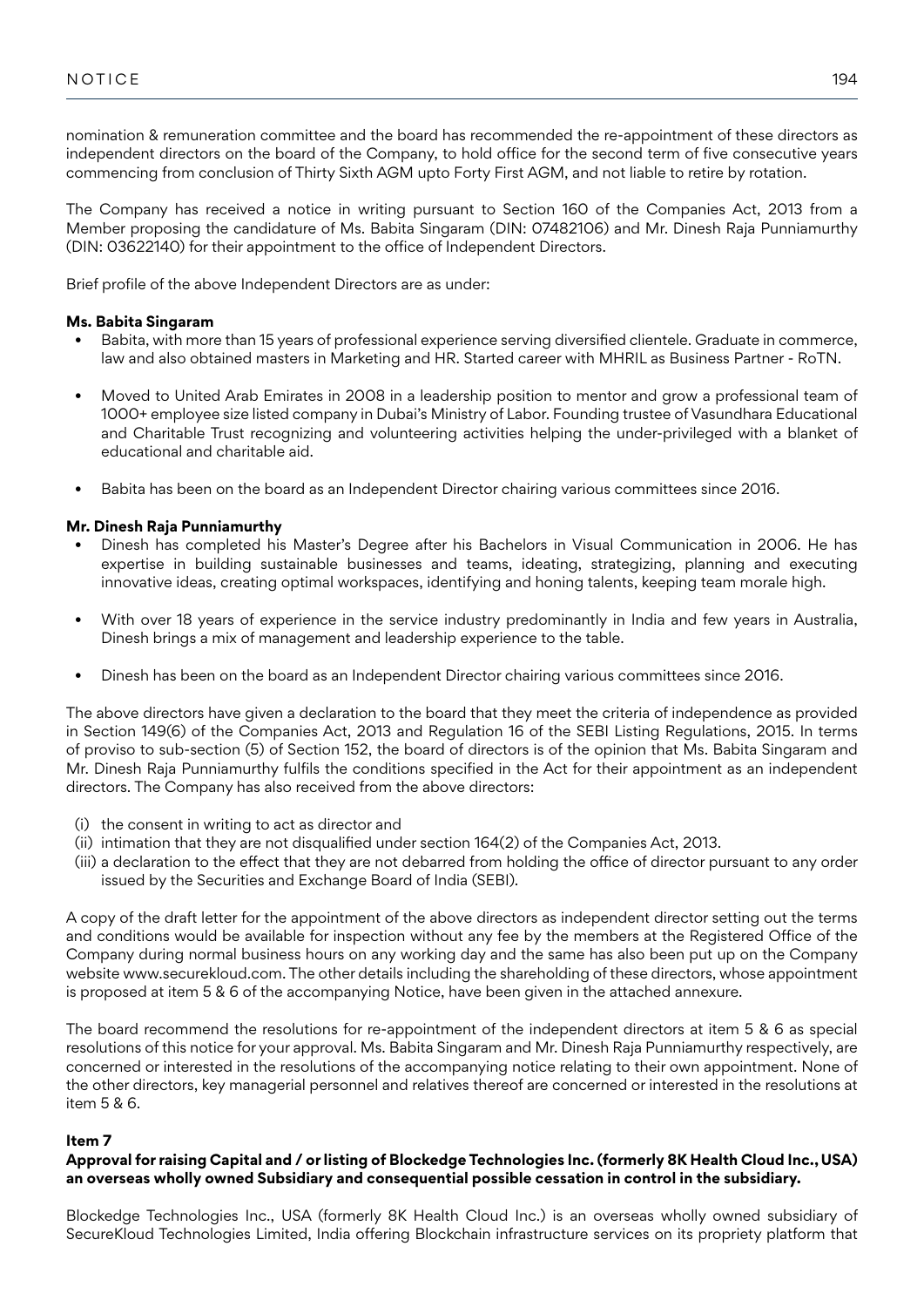nomination & remuneration committee and the board has recommended the re-appointment of these directors as independent directors on the board of the Company, to hold office for the second term of five consecutive years commencing from conclusion of Thirty Sixth AGM upto Forty First AGM, and not liable to retire by rotation.

The Company has received a notice in writing pursuant to Section 160 of the Companies Act, 2013 from a Member proposing the candidature of Ms. Babita Singaram (DIN: 07482106) and Mr. Dinesh Raja Punniamurthy (DIN: 03622140) for their appointment to the office of Independent Directors.

Brief profile of the above Independent Directors are as under:

**Ms. Babita Singaram**

- Babita, with more than 15 years of professional experience serving diversified clientele. Graduate in commerce, law and also obtained masters in Marketing and HR. Started career with MHRIL as Business Partner - RoTN.
- Moved to United Arab Emirates in 2008 in a leadership position to mentor and grow a professional team of 1000+ employee size listed company in Dubai's Ministry of Labor. Founding trustee of Vasundhara Educational and Charitable Trust recognizing and volunteering activities helping the under-privileged with a blanket of educational and charitable aid.
- Babita has been on the board as an Independent Director chairing various committees since 2016.

**Mr. Dinesh Raja Punniamurthy**

- Dinesh has completed his Master's Degree after his Bachelors in Visual Communication in 2006. He has expertise in building sustainable businesses and teams, ideating, strategizing, planning and executing innovative ideas, creating optimal workspaces, identifying and honing talents, keeping team morale high.
- With over 18 years of experience in the service industry predominantly in India and few years in Australia, Dinesh brings a mix of management and leadership experience to the table.
- Dinesh has been on the board as an Independent Director chairing various committees since 2016.

The above directors have given a declaration to the board that they meet the criteria of independence as provided in Section 149(6) of the Companies Act, 2013 and Regulation 16 of the SEBI Listing Regulations, 2015. In terms of proviso to sub-section (5) of Section 152, the board of directors is of the opinion that Ms. Babita Singaram and Mr. Dinesh Raja Punniamurthy fulfils the conditions specified in the Act for their appointment as an independent directors. The Company has also received from the above directors:

(i) the consent in writing to act as director and

(ii) intimation that they are not disqualified under section 164(2) of the Companies Act, 2013.

(iii) a declaration to the effect that they are not debarred from holding the office of director pursuant to any order issued by the Securities and Exchange Board of India (SEBI).

A copy of the draft letter for the appointment of the above directors as independent director setting out the terms and conditions would be available for inspection without any fee by the members at the Registered Office of the Company during normal business hours on any working day and the same has also been put up on the Company website www.securekloud.com. The other details including the shareholding of these directors, whose appointment is proposed at item 5 & 6 of the accompanying Notice, have been given in the attached annexure.

The board recommend the resolutions for re-appointment of the independent directors at item 5 & 6 as special resolutions of this notice for your approval. Ms. Babita Singaram and Mr. Dinesh Raja Punniamurthy respectively, are concerned or interested in the resolutions of the accompanying notice relating to their own appointment. None of the other directors, key managerial personnel and relatives thereof are concerned or interested in the resolutions at item 5 & 6.

**Item 7**

**Approval for raising Capital and / or listing of Blockedge Technologies Inc. (formerly 8K Health Cloud Inc., USA) an overseas wholly owned Subsidiary and consequential possible cessation in control in the subsidiary.**

Blockedge Technologies Inc., USA (formerly 8K Health Cloud Inc.) is an overseas wholly owned subsidiary of SecureKloud Technologies Limited, India offering Blockchain infrastructure services on its propriety platform that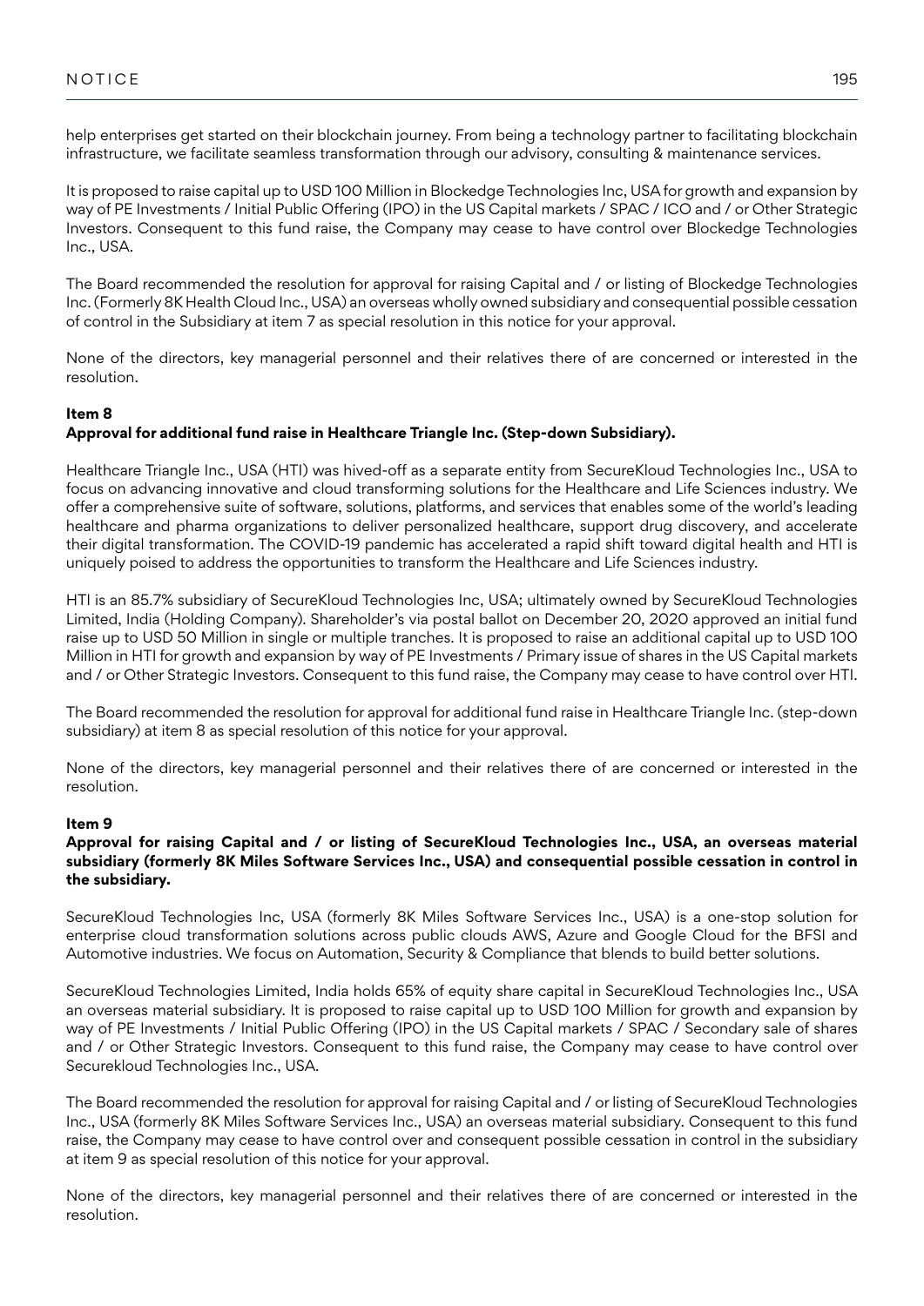help enterprises get started on their blockchain journey. From being a technology partner to facilitating blockchain infrastructure, we facilitate seamless transformation through our advisory, consulting & maintenance services.

It is proposed to raise capital up to USD 100 Million in Blockedge Technologies Inc, USA for growth and expansion by way of PE Investments / Initial Public Offering (IPO) in the US Capital markets / SPAC / ICO and / or Other Strategic Investors. Consequent to this fund raise, the Company may cease to have control over Blockedge Technologies Inc., USA.

The Board recommended the resolution for approval for raising Capital and / or listing of Blockedge Technologies Inc. (Formerly 8K Health Cloud Inc., USA) an overseas wholly owned subsidiary and consequential possible cessation of control in the Subsidiary at item 7 as special resolution in this notice for your approval.

None of the directors, key managerial personnel and their relatives there of are concerned or interested in the resolution.

**Item 8**

**Approval for additional fund raise in Healthcare Triangle Inc. (Step-down Subsidiary).**

Healthcare Triangle Inc., USA (HTI) was hived-off as a separate entity from SecureKloud Technologies Inc., USA to focus on advancing innovative and cloud transforming solutions for the Healthcare and Life Sciences industry. We offer a comprehensive suite of software, solutions, platforms, and services that enables some of the world's leading healthcare and pharma organizations to deliver personalized healthcare, support drug discovery, and accelerate their digital transformation. The COVID-19 pandemic has accelerated a rapid shift toward digital health and HTI is uniquely poised to address the opportunities to transform the Healthcare and Life Sciences industry.

HTI is an 85.7% subsidiary of SecureKloud Technologies Inc, USA; ultimately owned by SecureKloud Technologies Limited, India (Holding Company). Shareholder's via postal ballot on December 20, 2020 approved an initial fund raise up to USD 50 Million in single or multiple tranches. It is proposed to raise an additional capital up to USD 100 Million in HTI for growth and expansion by way of PE Investments / Primary issue of shares in the US Capital markets and / or Other Strategic Investors. Consequent to this fund raise, the Company may cease to have control over HTI.

The Board recommended the resolution for approval for additional fund raise in Healthcare Triangle Inc. (step-down subsidiary) at item 8 as special resolution of this notice for your approval.

None of the directors, key managerial personnel and their relatives there of are concerned or interested in the resolution.

**Item 9**

**Approval for raising Capital and / or listing of SecureKloud Technologies Inc., USA, an overseas material subsidiary (formerly 8K Miles Software Services Inc., USA) and consequential possible cessation in control in the subsidiary.**

SecureKloud Technologies Inc, USA (formerly 8K Miles Software Services Inc., USA) is a one-stop solution for enterprise cloud transformation solutions across public clouds AWS, Azure and Google Cloud for the BFSI and Automotive industries. We focus on Automation, Security & Compliance that blends to build better solutions.

SecureKloud Technologies Limited, India holds 65% of equity share capital in SecureKloud Technologies Inc., USA an overseas material subsidiary. It is proposed to raise capital up to USD 100 Million for growth and expansion by way of PE Investments / Initial Public Offering (IPO) in the US Capital markets / SPAC / Secondary sale of shares and / or Other Strategic Investors. Consequent to this fund raise, the Company may cease to have control over Securekloud Technologies Inc., USA.

The Board recommended the resolution for approval for raising Capital and / or listing of SecureKloud Technologies Inc., USA (formerly 8K Miles Software Services Inc., USA) an overseas material subsidiary. Consequent to this fund raise, the Company may cease to have control over and consequent possible cessation in control in the subsidiary at item 9 as special resolution of this notice for your approval.

None of the directors, key managerial personnel and their relatives there of are concerned or interested in the resolution.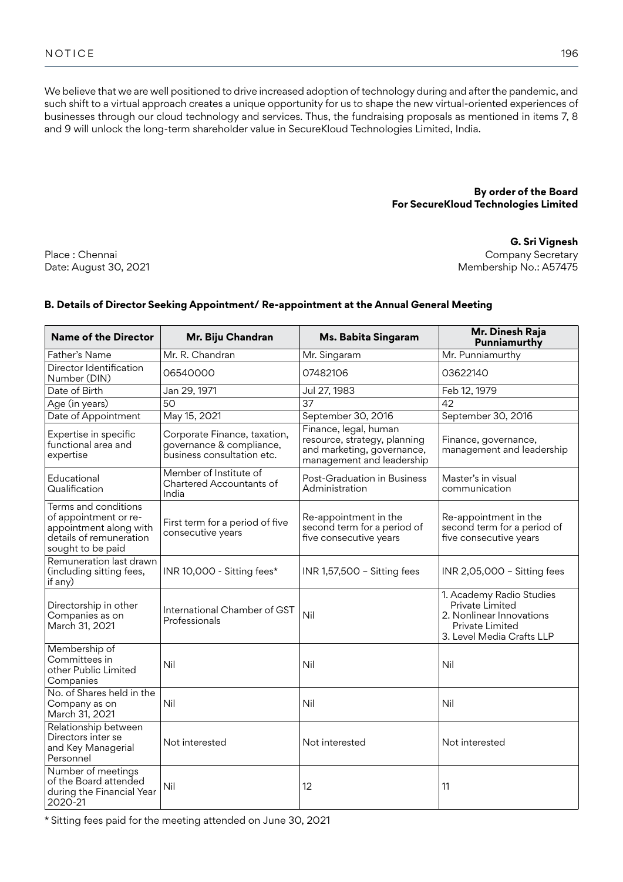We believe that we are well positioned to drive increased adoption of technology during and after the pandemic, and such shift to a virtual approach creates a unique opportunity for us to shape the new virtual-oriented experiences of businesses through our cloud technology and services. Thus, the fundraising proposals as mentioned in items 7, 8 and 9 will unlock the long-term shareholder value in SecureKloud Technologies Limited, India.

**By order of the Board**
**For SecureKloud Technologies Limited**

**G. Sri Vignesh**
Company Secretary
Membership No.: A57475

Place : Chennai
Date: August 30, 2021

**B. Details of Director Seeking Appointment/ Re-appointment at the Annual General Meeting**

| Name of the Director | Mr. Biju Chandran | Ms. Babita Singaram | Mr. Dinesh Raja Punniamurthy |
|---|---|---|---|
| Father's Name | Mr. R. Chandran | Mr. Singaram | Mr. Punniamurthy |
| Director Identification Number (DIN) | 06540000 | 07482106 | 03622140 |
| Date of Birth | Jan 29, 1971 | Jul 27, 1983 | Feb 12, 1979 |
| Age (in years) | 50 | 37 | 42 |
| Date of Appointment | May 15, 2021 | September 30, 2016 | September 30, 2016 |
| Expertise in specific functional area and expertise | Corporate Finance, taxation, governance & compliance, business consultation etc. | Finance, legal, human resource, strategy, planning and marketing, governance, management and leadership | Finance, governance, management and leadership |
| Educational Qualification | Member of Institute of Chartered Accountants of India | Post-Graduation in Business Administration | Master's in visual communication |
| Terms and conditions of appointment or re-appointment along with details of remuneration sought to be paid | First term for a period of five consecutive years | Re-appointment in the second term for a period of five consecutive years | Re-appointment in the second term for a period of five consecutive years |
| Remuneration last drawn (including sitting fees, if any) | INR 10,000 - Sitting fees* | INR 1,57,500 – Sitting fees | INR 2,05,000 – Sitting fees |
| Directorship in other Companies as on March 31, 2021 | International Chamber of GST Professionals | Nil | 1. Academy Radio Studies Private Limited<br>2. Nonlinear Innovations Private Limited<br>3. Level Media Crafts LLP |
| Membership of Committees in other Public Limited Companies | Nil | Nil | Nil |
| No. of Shares held in the Company as on March 31, 2021 | Nil | Nil | Nil |
| Relationship between Directors inter se and Key Managerial Personnel | Not interested | Not interested | Not interested |
| Number of meetings of the Board attended during the Financial Year 2020-21 | Nil | 12 | 11 |

* Sitting fees paid for the meeting attended on June 30, 2021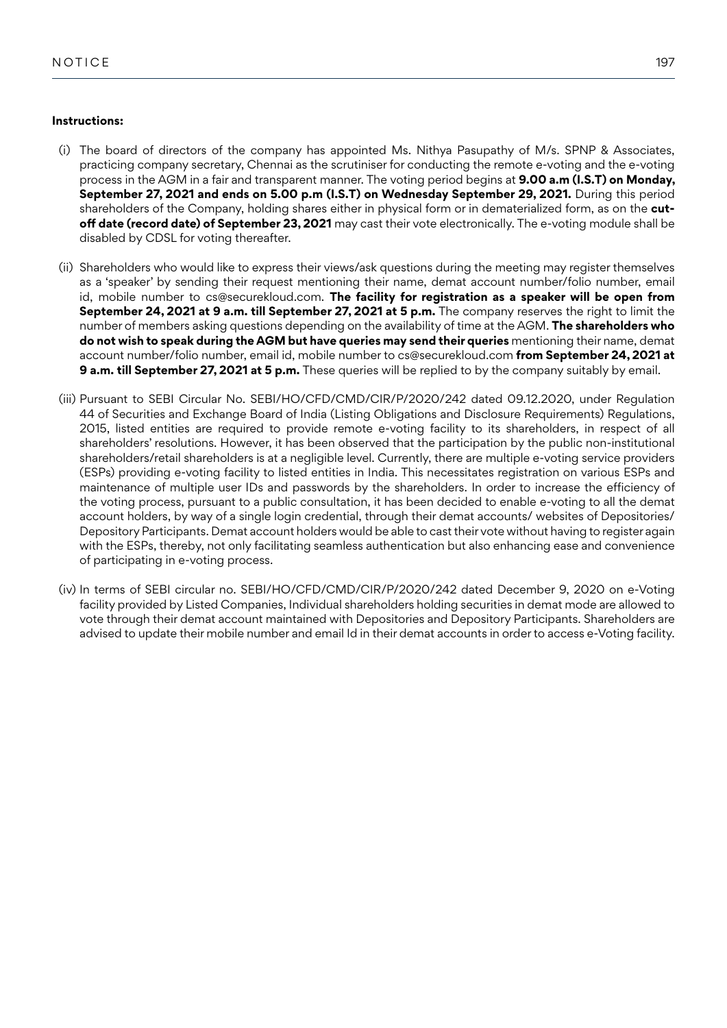**Instructions:**

(i) The board of directors of the company has appointed Ms. Nithya Pasupathy of M/s. SPNP & Associates, practicing company secretary, Chennai as the scrutiniser for conducting the remote e-voting and the e-voting process in the AGM in a fair and transparent manner. The voting period begins at **9.00 a.m (I.S.T) on Monday, September 27, 2021 and ends on 5.00 p.m (I.S.T) on Wednesday September 29, 2021.** During this period shareholders of the Company, holding shares either in physical form or in dematerialized form, as on the **cut-off date (record date) of September 23, 2021** may cast their vote electronically. The e-voting module shall be disabled by CDSL for voting thereafter.

(ii) Shareholders who would like to express their views/ask questions during the meeting may register themselves as a 'speaker' by sending their request mentioning their name, demat account number/folio number, email id, mobile number to cs@securekloud.com. **The facility for registration as a speaker will be open from September 24, 2021 at 9 a.m. till September 27, 2021 at 5 p.m.** The company reserves the right to limit the number of members asking questions depending on the availability of time at the AGM. **The shareholders who do not wish to speak during the AGM but have queries may send their queries** mentioning their name, demat account number/folio number, email id, mobile number to cs@securekloud.com **from September 24, 2021 at 9 a.m. till September 27, 2021 at 5 p.m.** These queries will be replied to by the company suitably by email.

(iii) Pursuant to SEBI Circular No. SEBI/HO/CFD/CMD/CIR/P/2020/242 dated 09.12.2020, under Regulation 44 of Securities and Exchange Board of India (Listing Obligations and Disclosure Requirements) Regulations, 2015, listed entities are required to provide remote e-voting facility to its shareholders, in respect of all shareholders' resolutions. However, it has been observed that the participation by the public non-institutional shareholders/retail shareholders is at a negligible level. Currently, there are multiple e-voting service providers (ESPs) providing e-voting facility to listed entities in India. This necessitates registration on various ESPs and maintenance of multiple user IDs and passwords by the shareholders. In order to increase the efficiency of the voting process, pursuant to a public consultation, it has been decided to enable e-voting to all the demat account holders, by way of a single login credential, through their demat accounts/ websites of Depositories/ Depository Participants. Demat account holders would be able to cast their vote without having to register again with the ESPs, thereby, not only facilitating seamless authentication but also enhancing ease and convenience of participating in e-voting process.

(iv) In terms of SEBI circular no. SEBI/HO/CFD/CMD/CIR/P/2020/242 dated December 9, 2020 on e-Voting facility provided by Listed Companies, Individual shareholders holding securities in demat mode are allowed to vote through their demat account maintained with Depositories and Depository Participants. Shareholders are advised to update their mobile number and email Id in their demat accounts in order to access e-Voting facility.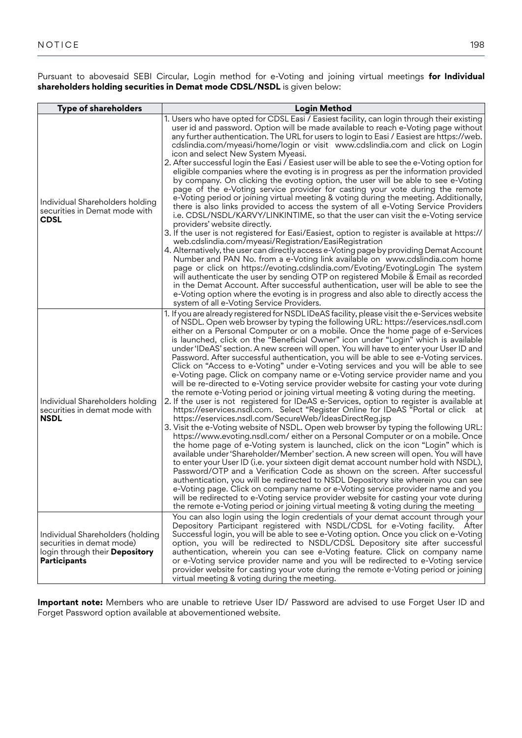Pursuant to abovesaid SEBI Circular, Login method for e-Voting and joining virtual meetings **for Individual shareholders holding securities in Demat mode CDSL/NSDL** is given below:

| Type of shareholders | Login Method |
|---|---|
| Individual Shareholders holding securities in Demat mode with **CDSL** | 1. Users who have opted for CDSL Easi / Easiest facility, can login through their existing user id and password. Option will be made available to reach e-Voting page without any further authentication. The URL for users to login to Easi / Easiest are https://web.cdslindia.com/myeasi/home/login or visit www.cdslindia.com and click on Login icon and select New System Myeasi.<br>2. After successful login the Easi / Easiest user will be able to see the e-Voting option for eligible companies where the evoting is in progress as per the information provided by company. On clicking the evoting option, the user will be able to see e-Voting page of the e-Voting service provider for casting your vote during the remote e-Voting period or joining virtual meeting & voting during the meeting. Additionally, there is also links provided to access the system of all e-Voting Service Providers i.e. CDSL/NSDL/KARVY/LINKINTIME, so that the user can visit the e-Voting service providers' website directly.<br>3. If the user is not registered for Easi/Easiest, option to register is available at https://web.cdslindia.com/myeasi/Registration/EasiRegistration<br>4. Alternatively, the user can directly access e-Voting page by providing Demat Account Number and PAN No. from a e-Voting link available on www.cdslindia.com home page or click on https://evoting.cdslindia.com/Evoting/EvotingLogin The system will authenticate the user by sending OTP on registered Mobile & Email as recorded in the Demat Account. After successful authentication, user will be able to see the e-Voting option where the evoting is in progress and also able to directly access the system of all e-Voting Service Providers. |
| Individual Shareholders holding securities in demat mode with **NSDL** | 1. If you are already registered for NSDL IDeAS facility, please visit the e-Services website of NSDL. Open web browser by typing the following URL: https://eservices.nsdl.com either on a Personal Computer or on a mobile. Once the home page of e-Services is launched, click on the "Beneficial Owner" icon under "Login" which is available under 'IDeAS' section. A new screen will open. You will have to enter your User ID and Password. After successful authentication, you will be able to see e-Voting services. Click on "Access to e-Voting" under e-Voting services and you will be able to see e-Voting page. Click on company name or e-Voting service provider name and you will be re-directed to e-Voting service provider website for casting your vote during the remote e-Voting period or joining virtual meeting & voting during the meeting.<br>2. If the user is not registered for IDeAS e-Services, option to register is available at https://eservices.nsdl.com. Select "Register Online for IDeAS "Portal or click at https://eservices.nsdl.com/SecureWeb/IdeasDirectReg.jsp<br>3. Visit the e-Voting website of NSDL. Open web browser by typing the following URL: https://www.evoting.nsdl.com/ either on a Personal Computer or on a mobile. Once the home page of e-Voting system is launched, click on the icon "Login" which is available under 'Shareholder/Member' section. A new screen will open. You will have to enter your User ID (i.e. your sixteen digit demat account number hold with NSDL), Password/OTP and a Verification Code as shown on the screen. After successful authentication, you will be redirected to NSDL Depository site wherein you can see e-Voting page. Click on company name or e-Voting service provider name and you will be redirected to e-Voting service provider website for casting your vote during the remote e-Voting period or joining virtual meeting & voting during the meeting |
| Individual Shareholders (holding securities in demat mode) login through their **Depository Participants** | You can also login using the login credentials of your demat account through your Depository Participant registered with NSDL/CDSL for e-Voting facility. After Successful login, you will be able to see e-Voting option. Once you click on e-Voting option, you will be redirected to NSDL/CDSL Depository site after successful authentication, wherein you can see e-Voting feature. Click on company name or e-Voting service provider name and you will be redirected to e-Voting service provider website for casting your vote during the remote e-Voting period or joining virtual meeting & voting during the meeting. |

**Important note:** Members who are unable to retrieve User ID/ Password are advised to use Forget User ID and Forget Password option available at abovementioned website.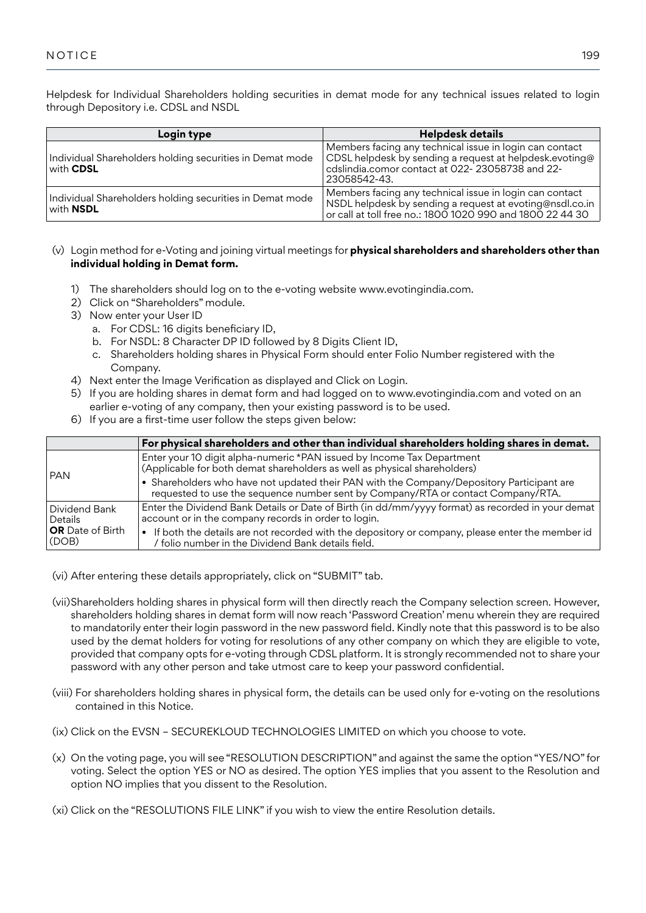Helpdesk for Individual Shareholders holding securities in demat mode for any technical issues related to login through Depository i.e. CDSL and NSDL

| Login type | Helpdesk details |
|---|---|
| Individual Shareholders holding securities in Demat mode with **CDSL** | Members facing any technical issue in login can contact CDSL helpdesk by sending a request at helpdesk.evoting@cdslindia.comor contact at 022- 23058738 and 22-23058542-43. |
| Individual Shareholders holding securities in Demat mode with **NSDL** | Members facing any technical issue in login can contact NSDL helpdesk by sending a request at evoting@nsdl.co.in or call at toll free no.: 1800 1020 990 and 1800 22 44 30 |

(v) Login method for e-Voting and joining virtual meetings for **physical shareholders and shareholders other than individual holding in Demat form.**

1) The shareholders should log on to the e-voting website www.evotingindia.com.
2) Click on "Shareholders" module.
3) Now enter your User ID
    a. For CDSL: 16 digits beneficiary ID,
    b. For NSDL: 8 Character DP ID followed by 8 Digits Client ID,
    c. Shareholders holding shares in Physical Form should enter Folio Number registered with the Company.
4) Next enter the Image Verification as displayed and Click on Login.
5) If you are holding shares in demat form and had logged on to www.evotingindia.com and voted on an earlier e-voting of any company, then your existing password is to be used.
6) If you are a first-time user follow the steps given below:

| | For physical shareholders and other than individual shareholders holding shares in demat. |
|---|---|
| PAN | Enter your 10 digit alpha-numeric *PAN issued by Income Tax Department (Applicable for both demat shareholders as well as physical shareholders)<br>• Shareholders who have not updated their PAN with the Company/Depository Participant are requested to use the sequence number sent by Company/RTA or contact Company/RTA. |
| Dividend Bank Details **OR** Date of Birth (DOB) | Enter the Dividend Bank Details or Date of Birth (in dd/mm/yyyy format) as recorded in your demat account or in the company records in order to login.<br>• If both the details are not recorded with the depository or company, please enter the member id / folio number in the Dividend Bank details field. |

(vi) After entering these details appropriately, click on "SUBMIT" tab.

(vii) Shareholders holding shares in physical form will then directly reach the Company selection screen. However, shareholders holding shares in demat form will now reach 'Password Creation' menu wherein they are required to mandatorily enter their login password in the new password field. Kindly note that this password is to be also used by the demat holders for voting for resolutions of any other company on which they are eligible to vote, provided that company opts for e-voting through CDSL platform. It is strongly recommended not to share your password with any other person and take utmost care to keep your password confidential.

(viii) For shareholders holding shares in physical form, the details can be used only for e-voting on the resolutions contained in this Notice.

(ix) Click on the EVSN – SECUREKLOUD TECHNOLOGIES LIMITED on which you choose to vote.

(x) On the voting page, you will see "RESOLUTION DESCRIPTION" and against the same the option "YES/NO" for voting. Select the option YES or NO as desired. The option YES implies that you assent to the Resolution and option NO implies that you dissent to the Resolution.

(xi) Click on the "RESOLUTIONS FILE LINK" if you wish to view the entire Resolution details.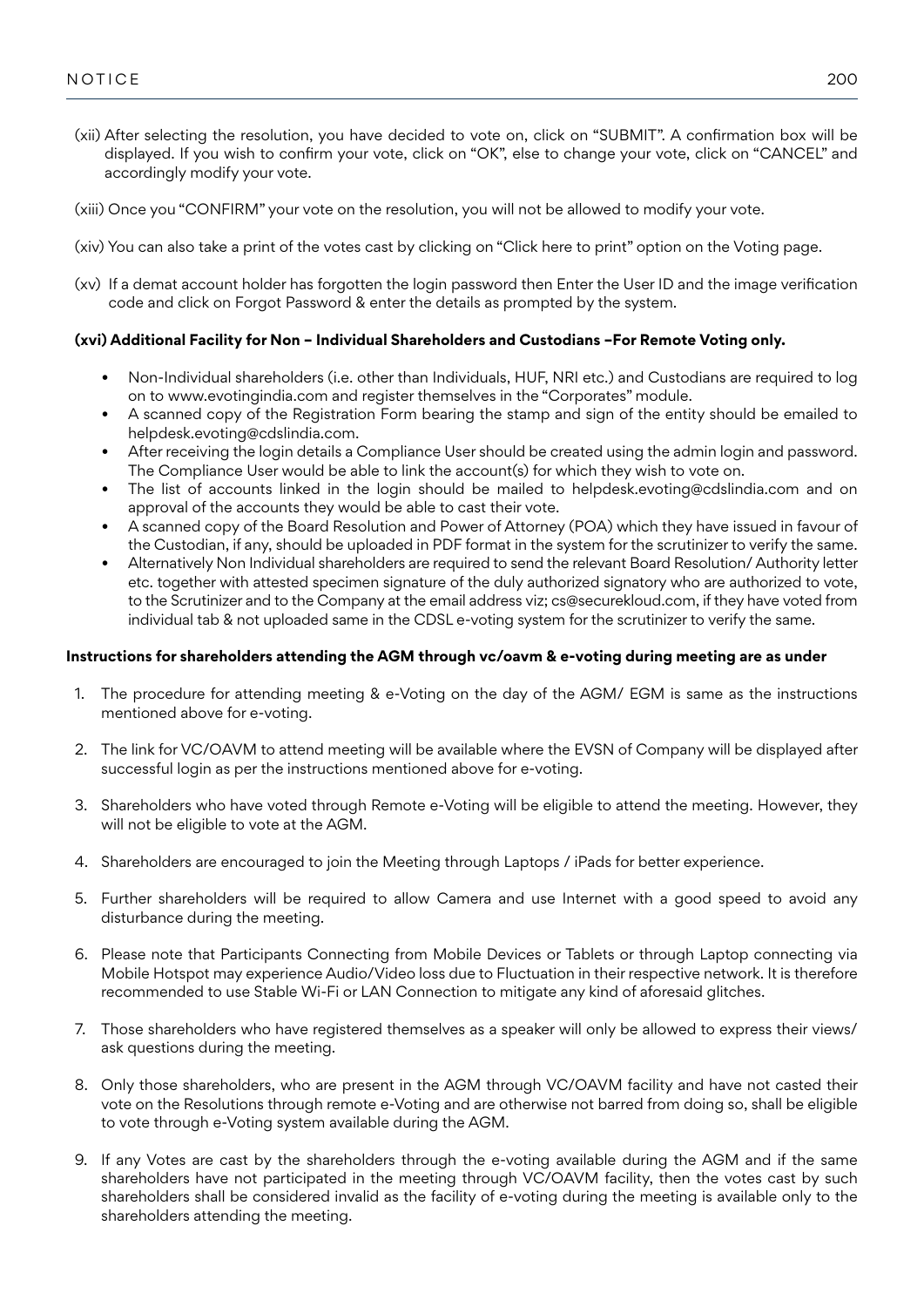(xii) After selecting the resolution, you have decided to vote on, click on "SUBMIT". A confirmation box will be displayed. If you wish to confirm your vote, click on "OK", else to change your vote, click on "CANCEL" and accordingly modify your vote.

(xiii) Once you "CONFIRM" your vote on the resolution, you will not be allowed to modify your vote.

(xiv) You can also take a print of the votes cast by clicking on "Click here to print" option on the Voting page.

(xv) If a demat account holder has forgotten the login password then Enter the User ID and the image verification code and click on Forgot Password & enter the details as prompted by the system.

**(xvi) Additional Facility for Non – Individual Shareholders and Custodians –For Remote Voting only.**

- Non-Individual shareholders (i.e. other than Individuals, HUF, NRI etc.) and Custodians are required to log on to www.evotingindia.com and register themselves in the "Corporates" module.
- A scanned copy of the Registration Form bearing the stamp and sign of the entity should be emailed to helpdesk.evoting@cdslindia.com.
- After receiving the login details a Compliance User should be created using the admin login and password. The Compliance User would be able to link the account(s) for which they wish to vote on.
- The list of accounts linked in the login should be mailed to helpdesk.evoting@cdslindia.com and on approval of the accounts they would be able to cast their vote.
- A scanned copy of the Board Resolution and Power of Attorney (POA) which they have issued in favour of the Custodian, if any, should be uploaded in PDF format in the system for the scrutinizer to verify the same.
- Alternatively Non Individual shareholders are required to send the relevant Board Resolution/ Authority letter etc. together with attested specimen signature of the duly authorized signatory who are authorized to vote, to the Scrutinizer and to the Company at the email address viz; cs@securekloud.com, if they have voted from individual tab & not uploaded same in the CDSL e-voting system for the scrutinizer to verify the same.

**Instructions for shareholders attending the AGM through vc/oavm & e-voting during meeting are as under**

1. The procedure for attending meeting & e-Voting on the day of the AGM/ EGM is same as the instructions mentioned above for e-voting.
2. The link for VC/OAVM to attend meeting will be available where the EVSN of Company will be displayed after successful login as per the instructions mentioned above for e-voting.
3. Shareholders who have voted through Remote e-Voting will be eligible to attend the meeting. However, they will not be eligible to vote at the AGM.
4. Shareholders are encouraged to join the Meeting through Laptops / iPads for better experience.
5. Further shareholders will be required to allow Camera and use Internet with a good speed to avoid any disturbance during the meeting.
6. Please note that Participants Connecting from Mobile Devices or Tablets or through Laptop connecting via Mobile Hotspot may experience Audio/Video loss due to Fluctuation in their respective network. It is therefore recommended to use Stable Wi-Fi or LAN Connection to mitigate any kind of aforesaid glitches.
7. Those shareholders who have registered themselves as a speaker will only be allowed to express their views/ ask questions during the meeting.
8. Only those shareholders, who are present in the AGM through VC/OAVM facility and have not casted their vote on the Resolutions through remote e-Voting and are otherwise not barred from doing so, shall be eligible to vote through e-Voting system available during the AGM.
9. If any Votes are cast by the shareholders through the e-voting available during the AGM and if the same shareholders have not participated in the meeting through VC/OAVM facility, then the votes cast by such shareholders shall be considered invalid as the facility of e-voting during the meeting is available only to the shareholders attending the meeting.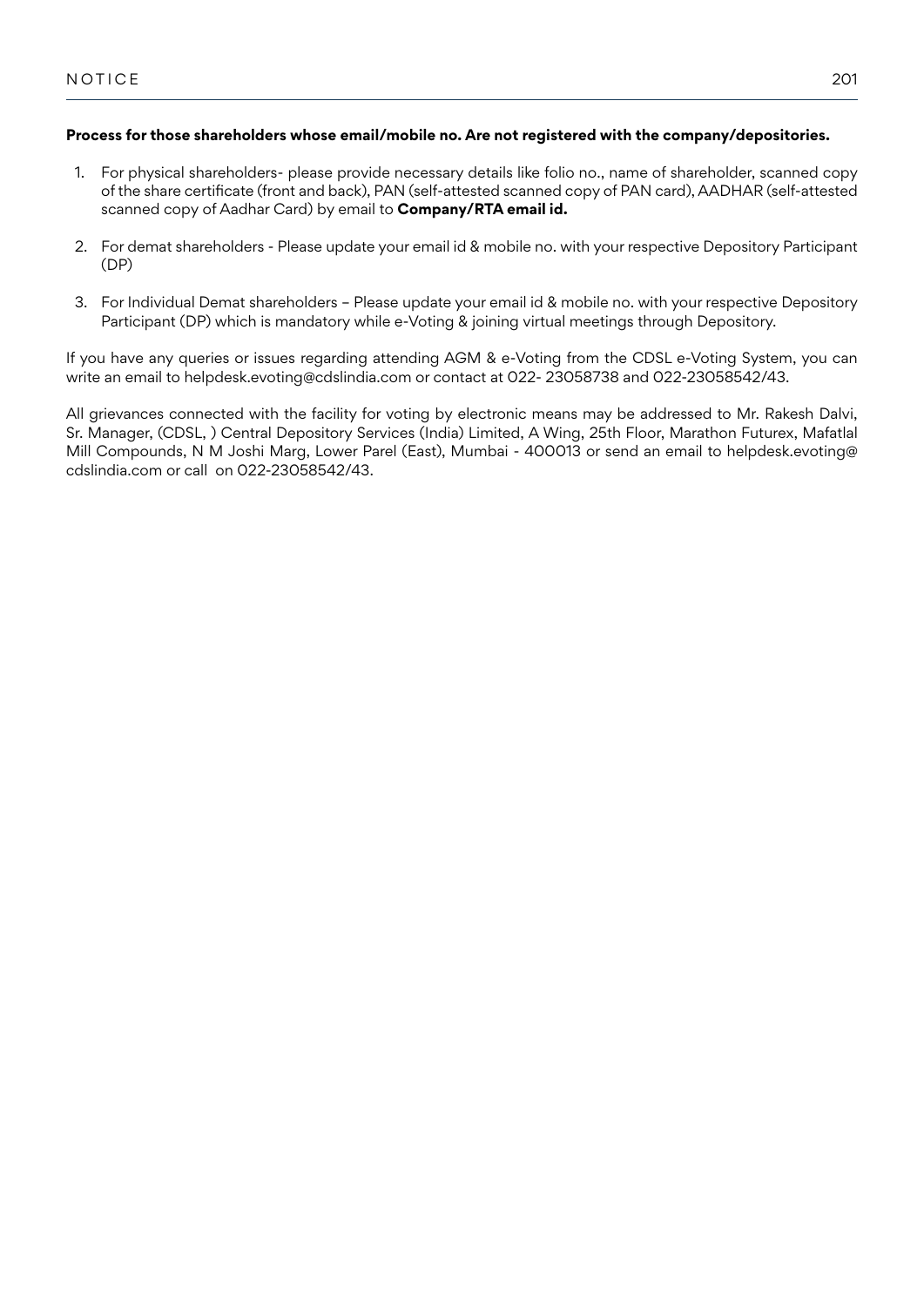**Process for those shareholders whose email/mobile no. Are not registered with the company/depositories.**

1. For physical shareholders- please provide necessary details like folio no., name of shareholder, scanned copy of the share certificate (front and back), PAN (self-attested scanned copy of PAN card), AADHAR (self-attested scanned copy of Aadhar Card) by email to **Company/RTA email id.**

2. For demat shareholders - Please update your email id & mobile no. with your respective Depository Participant (DP)

3. For Individual Demat shareholders – Please update your email id & mobile no. with your respective Depository Participant (DP) which is mandatory while e-Voting & joining virtual meetings through Depository.

If you have any queries or issues regarding attending AGM & e-Voting from the CDSL e-Voting System, you can write an email to helpdesk.evoting@cdslindia.com or contact at 022- 23058738 and 022-23058542/43.

All grievances connected with the facility for voting by electronic means may be addressed to Mr. Rakesh Dalvi, Sr. Manager, (CDSL, ) Central Depository Services (India) Limited, A Wing, 25th Floor, Marathon Futurex, Mafatlal Mill Compounds, N M Joshi Marg, Lower Parel (East), Mumbai - 400013 or send an email to helpdesk.evoting@cdslindia.com or call on 022-23058542/43.